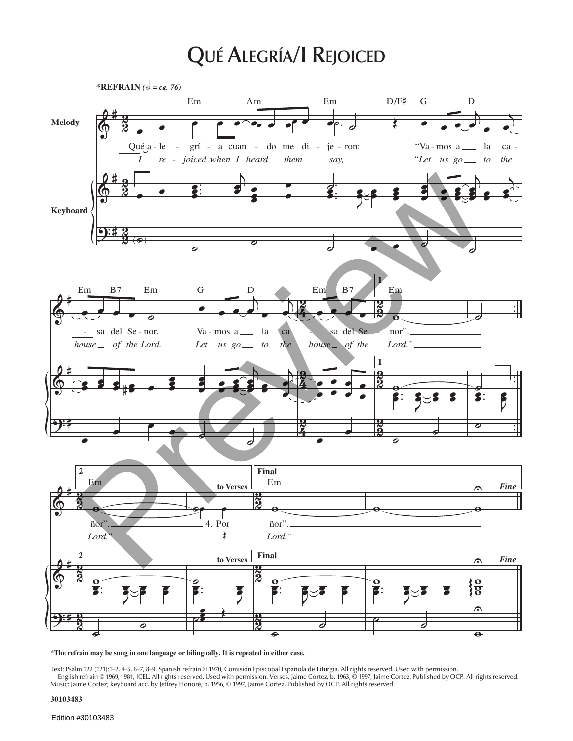# Qué Alegría/I Rejoiced

*The refrain may be sung in one language or bilingually. It is repeated in either case.

Text: Psalm 122 (121):1–2, 4–5, 6–7, 8–9. Spanish refrain © 1970, Comisión Episcopal Española de Liturgia. All rights reserved. Used with permission. English refrain © 1969, 1981, ICEL. All rights reserved. Used with permission. Verses, Jaime Cortez, b. 1963, © 1997, Jaime Cortez. Published by OCP. All rights reserved.
Music: Jaime Cortez; keyboard acc. by Jeffrey Honoré, b. 1956, © 1997, Jaime Cortez. Published by OCP. All rights reserved.

30103483

Edition #30103483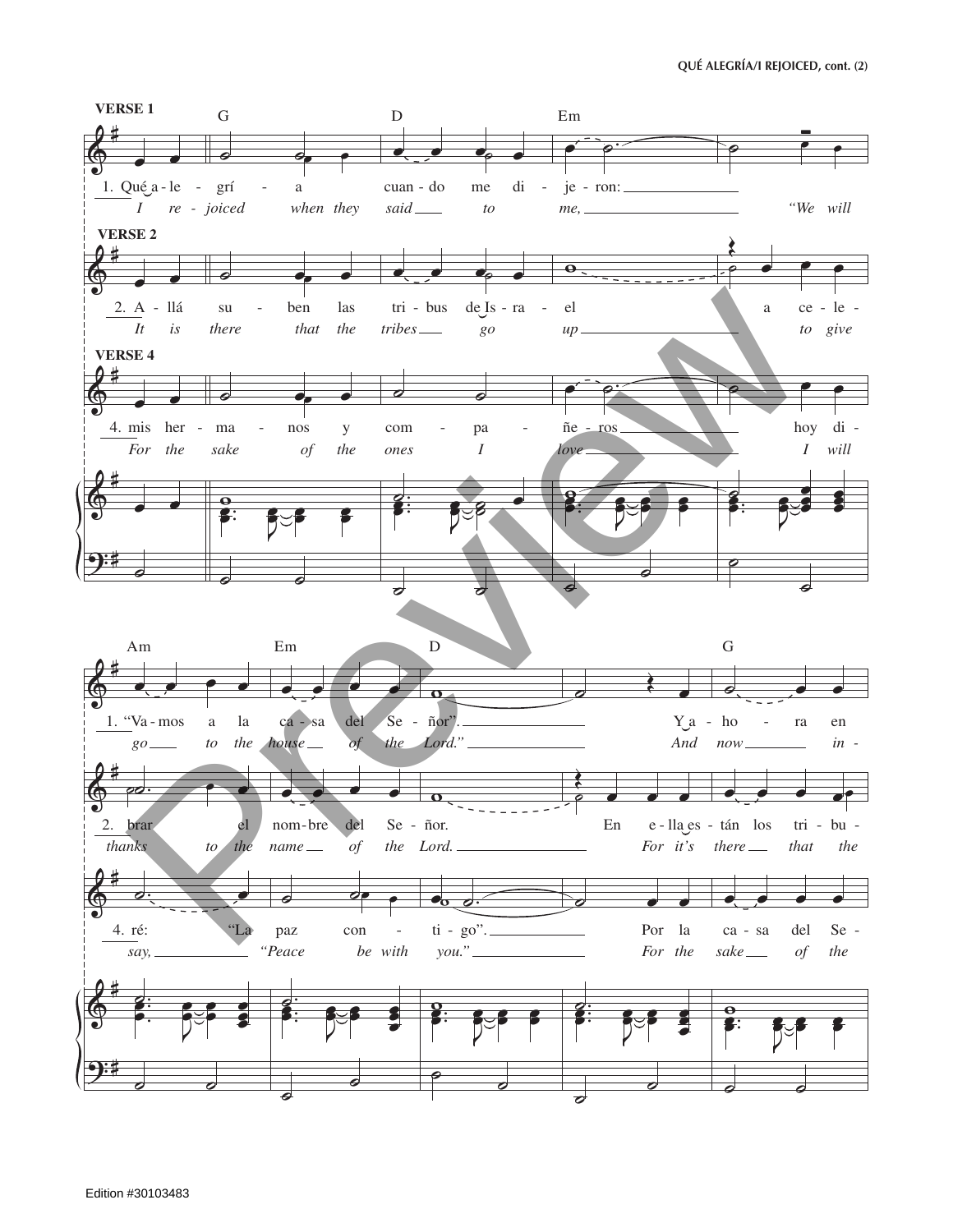**VERSE 1**

G D Em

1. Qué a - le - grí - a cuan - do me di - je - ron:

*I re - joiced when they said to me, "We will*

**VERSE 2**

2. A - llá su - ben las tri - bus de Is - ra - el a ce - le -

*It is there that the tribes go up to give*

**VERSE 4**

4. mis her - ma - nos y com - pa - ñe - ros hoy di -

*For the sake of the ones I love I will*

Am Em D G

1. "Va - mos a la ca - sa del Se - ñor". Y a - ho - ra en

*go to the house of the Lord." And now in -*

2. brar el nom - bre del Se - ñor. En e - lla es - tán los tri - bu -

*thanks to the name of the Lord. For it's there that the*

4. ré: "La paz con - ti - go". Por la ca - sa del Se -

*say, "Peace be with you." For the sake of the*

Edition #30103483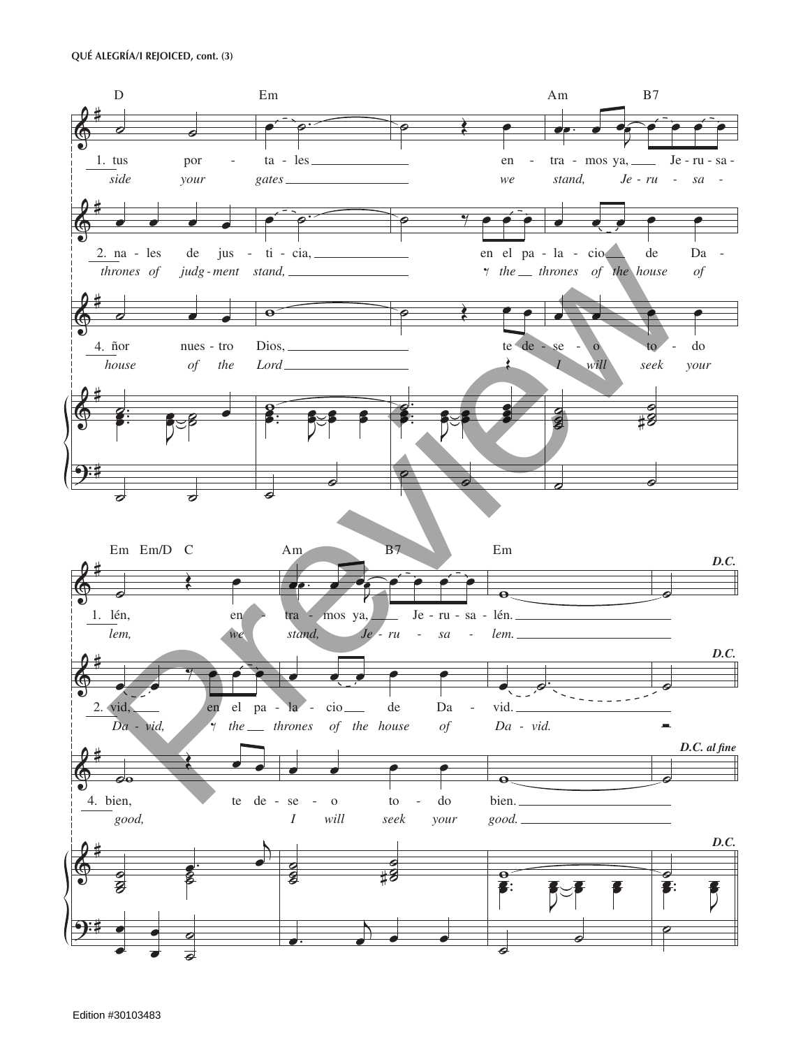QUÉ ALEGRÍA/I REJOICED, cont. (3)

D Em Am B7

1. tus por - ta - les en - tra - mos ya, Je - ru - sa -
*side your gates we stand, Je - ru - sa -*

2. na - les de jus - ti - cia, en el pa - la - cio de Da -
*thrones of judg - ment stand, the thrones of the house of*

4. ñor nues - tro Dios, te de - se - o to - do
*house of the Lord I will seek your*

Em Em/D C Am B7 Em

1. lén, en - tra - mos ya, Je - ru - sa - lén.
*lem, we stand, Je - ru - sa - lem.*

**D.C.**

2. vid, en el pa - la - cio de Da - vid.
*Da - vid, the thrones of the house of Da - vid.*

**D.C.**

4. bien, te de - se - o to - do bien.
*good, I will seek your good.*

**D.C. al fine**

**D.C.**

Edition #30103483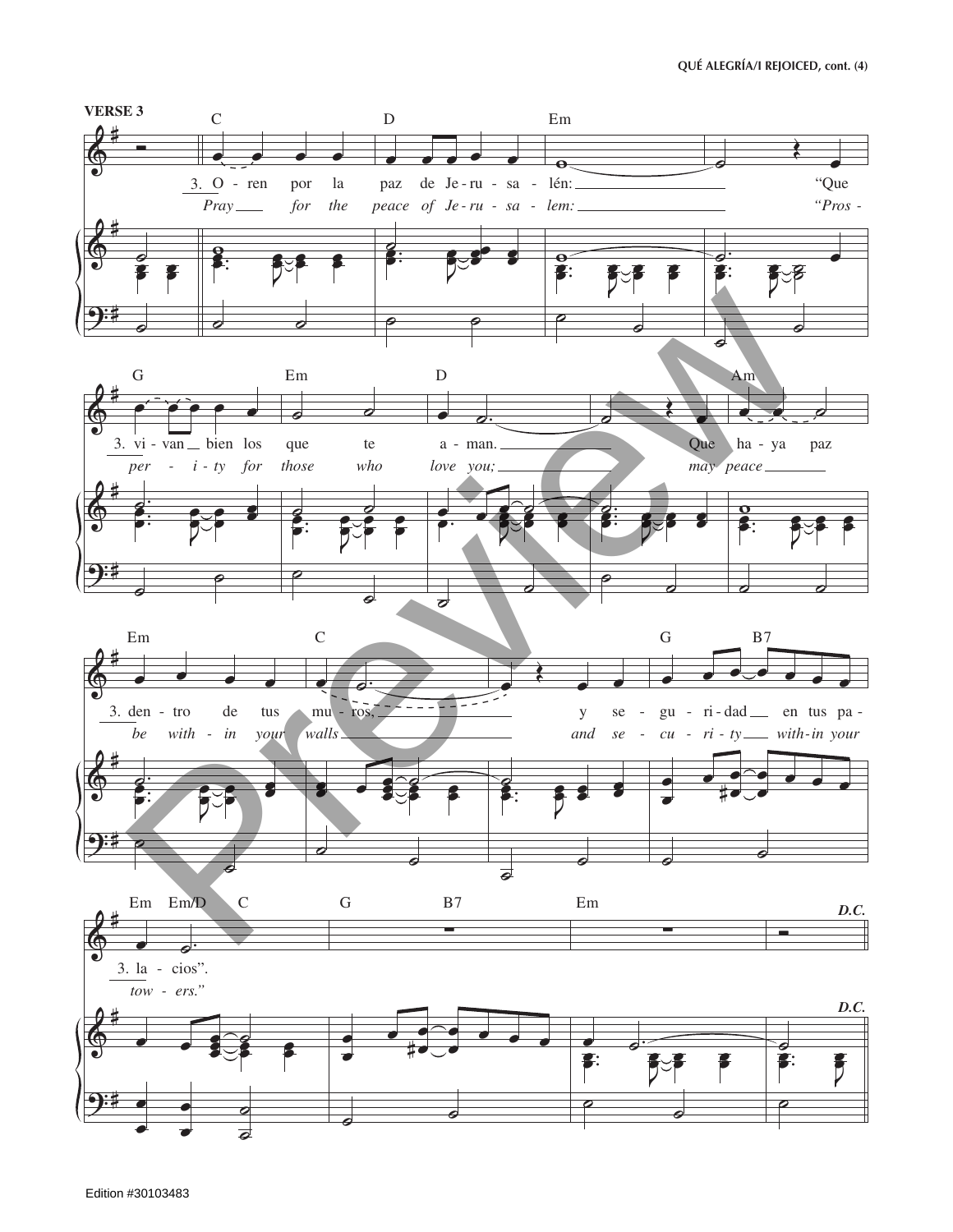VERSE 3

C D Em

3. O - ren por la paz de Je - ru - sa - lén: "Que

*Pray for the peace of Je - ru - sa - lem: "Pros -*

G Em D Am

3. vi - van bien los que te a - man. Que ha - ya paz

*per - i - ty for those who love you; may peace*

Em C G B7

3. den - tro de tus mu - ros, y se - gu - ri - dad en tus pa -

*be with - in your walls and se - cu - ri - ty with - in your*

Em Em/D C G B7 Em

3. la - cios".

*tow - ers."*

*D.C.*

Edition #30103483